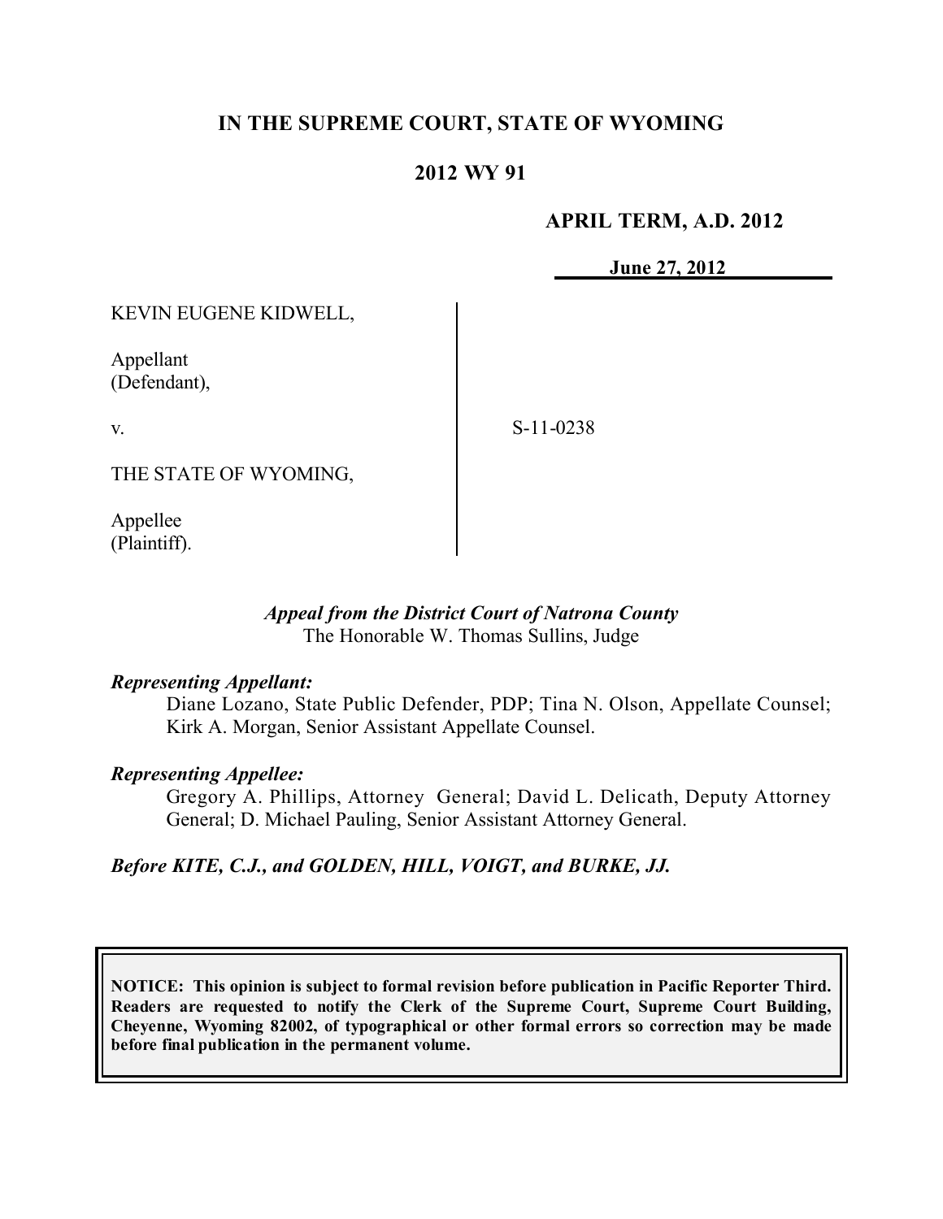# IN THE SUPREME COURT, STATE OF WYOMING

## 2012 WY 91

**APRIL TERM, A.D. 2012**

**June 27, 2012**

KEVIN EUGENE KIDWELL,

Appellant
(Defendant),

v.

THE STATE OF WYOMING,

Appellee
(Plaintiff).

S-11-0238

*Appeal from the District Court of Natrona County*
The Honorable W. Thomas Sullins, Judge

***Representing Appellant:***
Diane Lozano, State Public Defender, PDP; Tina N. Olson, Appellate Counsel; Kirk A. Morgan, Senior Assistant Appellate Counsel.

***Representing Appellee:***
Gregory A. Phillips, Attorney General; David L. Delicath, Deputy Attorney General; D. Michael Pauling, Senior Assistant Attorney General.

***Before KITE, C.J., and GOLDEN, HILL, VOIGT, and BURKE, JJ.***

**NOTICE: This opinion is subject to formal revision before publication in Pacific Reporter Third. Readers are requested to notify the Clerk of the Supreme Court, Supreme Court Building, Cheyenne, Wyoming 82002, of typographical or other formal errors so correction may be made before final publication in the permanent volume.**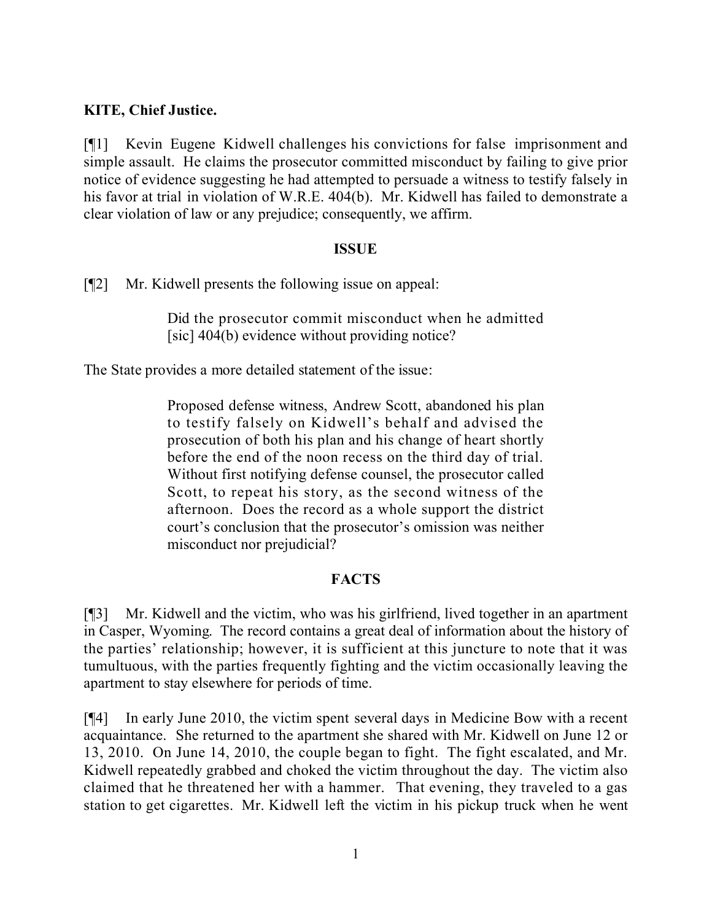**KITE, Chief Justice.**

[¶1] Kevin Eugene Kidwell challenges his convictions for false imprisonment and simple assault. He claims the prosecutor committed misconduct by failing to give prior notice of evidence suggesting he had attempted to persuade a witness to testify falsely in his favor at trial in violation of W.R.E. 404(b). Mr. Kidwell has failed to demonstrate a clear violation of law or any prejudice; consequently, we affirm.

**ISSUE**

[¶2] Mr. Kidwell presents the following issue on appeal:

> Did the prosecutor commit misconduct when he admitted [sic] 404(b) evidence without providing notice?

The State provides a more detailed statement of the issue:

> Proposed defense witness, Andrew Scott, abandoned his plan to testify falsely on Kidwell's behalf and advised the prosecution of both his plan and his change of heart shortly before the end of the noon recess on the third day of trial. Without first notifying defense counsel, the prosecutor called Scott, to repeat his story, as the second witness of the afternoon. Does the record as a whole support the district court's conclusion that the prosecutor's omission was neither misconduct nor prejudicial?

**FACTS**

[¶3] Mr. Kidwell and the victim, who was his girlfriend, lived together in an apartment in Casper, Wyoming. The record contains a great deal of information about the history of the parties' relationship; however, it is sufficient at this juncture to note that it was tumultuous, with the parties frequently fighting and the victim occasionally leaving the apartment to stay elsewhere for periods of time.

[¶4] In early June 2010, the victim spent several days in Medicine Bow with a recent acquaintance. She returned to the apartment she shared with Mr. Kidwell on June 12 or 13, 2010. On June 14, 2010, the couple began to fight. The fight escalated, and Mr. Kidwell repeatedly grabbed and choked the victim throughout the day. The victim also claimed that he threatened her with a hammer. That evening, they traveled to a gas station to get cigarettes. Mr. Kidwell left the victim in his pickup truck when he went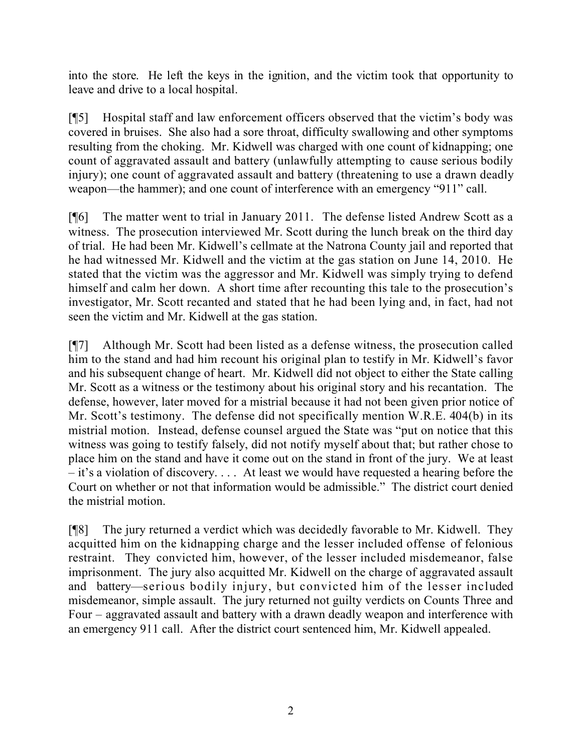into the store. He left the keys in the ignition, and the victim took that opportunity to leave and drive to a local hospital.

[¶5] Hospital staff and law enforcement officers observed that the victim's body was covered in bruises. She also had a sore throat, difficulty swallowing and other symptoms resulting from the choking. Mr. Kidwell was charged with one count of kidnapping; one count of aggravated assault and battery (unlawfully attempting to cause serious bodily injury); one count of aggravated assault and battery (threatening to use a drawn deadly weapon—the hammer); and one count of interference with an emergency "911" call.

[¶6] The matter went to trial in January 2011. The defense listed Andrew Scott as a witness. The prosecution interviewed Mr. Scott during the lunch break on the third day of trial. He had been Mr. Kidwell's cellmate at the Natrona County jail and reported that he had witnessed Mr. Kidwell and the victim at the gas station on June 14, 2010. He stated that the victim was the aggressor and Mr. Kidwell was simply trying to defend himself and calm her down. A short time after recounting this tale to the prosecution's investigator, Mr. Scott recanted and stated that he had been lying and, in fact, had not seen the victim and Mr. Kidwell at the gas station.

[¶7] Although Mr. Scott had been listed as a defense witness, the prosecution called him to the stand and had him recount his original plan to testify in Mr. Kidwell's favor and his subsequent change of heart. Mr. Kidwell did not object to either the State calling Mr. Scott as a witness or the testimony about his original story and his recantation. The defense, however, later moved for a mistrial because it had not been given prior notice of Mr. Scott's testimony. The defense did not specifically mention W.R.E. 404(b) in its mistrial motion. Instead, defense counsel argued the State was "put on notice that this witness was going to testify falsely, did not notify myself about that; but rather chose to place him on the stand and have it come out on the stand in front of the jury. We at least – it's a violation of discovery. . . . At least we would have requested a hearing before the Court on whether or not that information would be admissible." The district court denied the mistrial motion.

[¶8] The jury returned a verdict which was decidedly favorable to Mr. Kidwell. They acquitted him on the kidnapping charge and the lesser included offense of felonious restraint. They convicted him, however, of the lesser included misdemeanor, false imprisonment. The jury also acquitted Mr. Kidwell on the charge of aggravated assault and battery—serious bodily injury, but convicted him of the lesser included misdemeanor, simple assault. The jury returned not guilty verdicts on Counts Three and Four – aggravated assault and battery with a drawn deadly weapon and interference with an emergency 911 call. After the district court sentenced him, Mr. Kidwell appealed.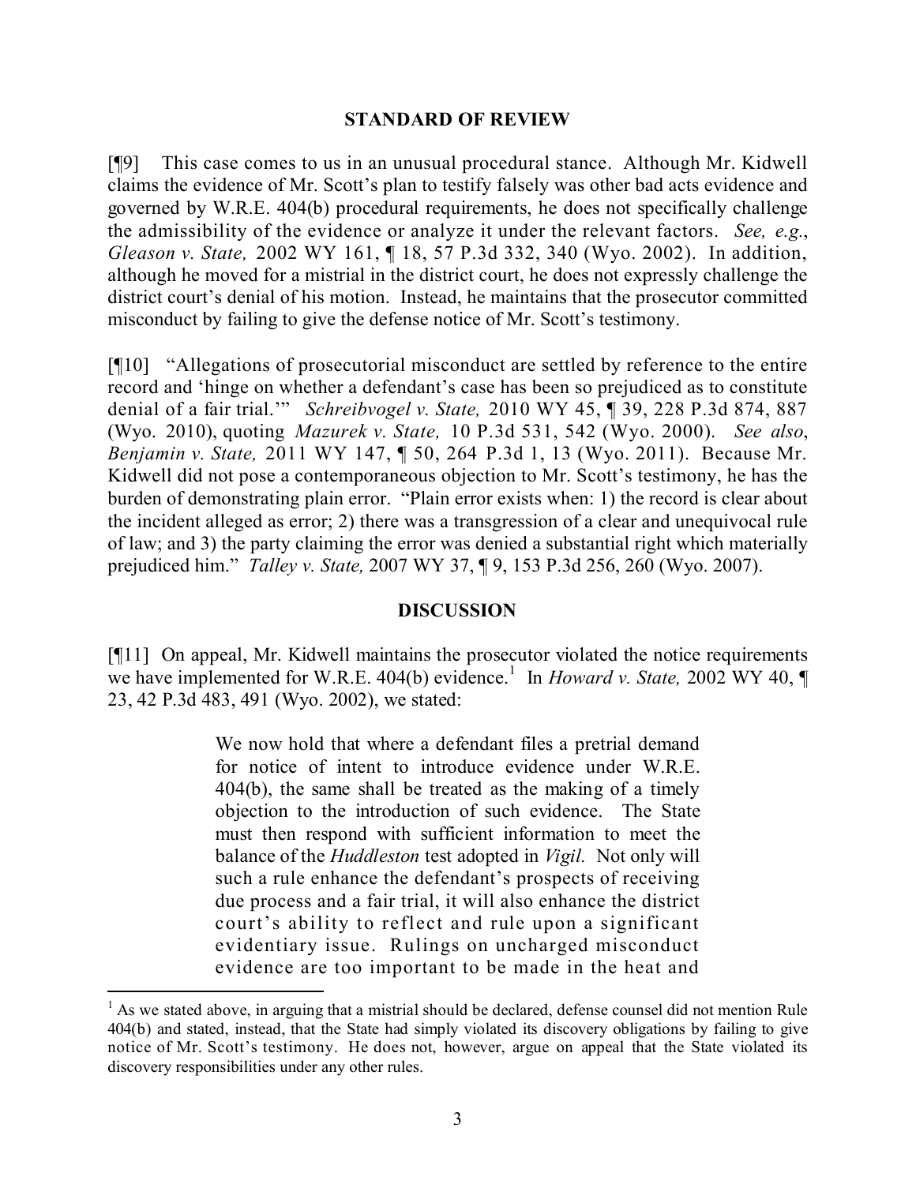## STANDARD OF REVIEW

[¶9] This case comes to us in an unusual procedural stance. Although Mr. Kidwell claims the evidence of Mr. Scott's plan to testify falsely was other bad acts evidence and governed by W.R.E. 404(b) procedural requirements, he does not specifically challenge the admissibility of the evidence or analyze it under the relevant factors. *See, e.g.*, *Gleason v. State,* 2002 WY 161, ¶ 18, 57 P.3d 332, 340 (Wyo. 2002). In addition, although he moved for a mistrial in the district court, he does not expressly challenge the district court's denial of his motion. Instead, he maintains that the prosecutor committed misconduct by failing to give the defense notice of Mr. Scott's testimony.

[¶10] "Allegations of prosecutorial misconduct are settled by reference to the entire record and 'hinge on whether a defendant's case has been so prejudiced as to constitute denial of a fair trial.'" *Schreibvogel v. State,* 2010 WY 45, ¶ 39, 228 P.3d 874, 887 (Wyo. 2010), quoting *Mazurek v. State,* 10 P.3d 531, 542 (Wyo. 2000). *See also*, *Benjamin v. State,* 2011 WY 147, ¶ 50, 264 P.3d 1, 13 (Wyo. 2011). Because Mr. Kidwell did not pose a contemporaneous objection to Mr. Scott's testimony, he has the burden of demonstrating plain error. "Plain error exists when: 1) the record is clear about the incident alleged as error; 2) there was a transgression of a clear and unequivocal rule of law; and 3) the party claiming the error was denied a substantial right which materially prejudiced him." *Talley v. State,* 2007 WY 37, ¶ 9, 153 P.3d 256, 260 (Wyo. 2007).

## DISCUSSION

[¶11] On appeal, Mr. Kidwell maintains the prosecutor violated the notice requirements we have implemented for W.R.E. 404(b) evidence.[1] In *Howard v. State,* 2002 WY 40, ¶ 23, 42 P.3d 483, 491 (Wyo. 2002), we stated:

> We now hold that where a defendant files a pretrial demand for notice of intent to introduce evidence under W.R.E. 404(b), the same shall be treated as the making of a timely objection to the introduction of such evidence. The State must then respond with sufficient information to meet the balance of the *Huddleston* test adopted in *Vigil.* Not only will such a rule enhance the defendant's prospects of receiving due process and a fair trial, it will also enhance the district court's ability to reflect and rule upon a significant evidentiary issue. Rulings on uncharged misconduct evidence are too important to be made in the heat and

---

[1] As we stated above, in arguing that a mistrial should be declared, defense counsel did not mention Rule 404(b) and stated, instead, that the State had simply violated its discovery obligations by failing to give notice of Mr. Scott's testimony. He does not, however, argue on appeal that the State violated its discovery responsibilities under any other rules.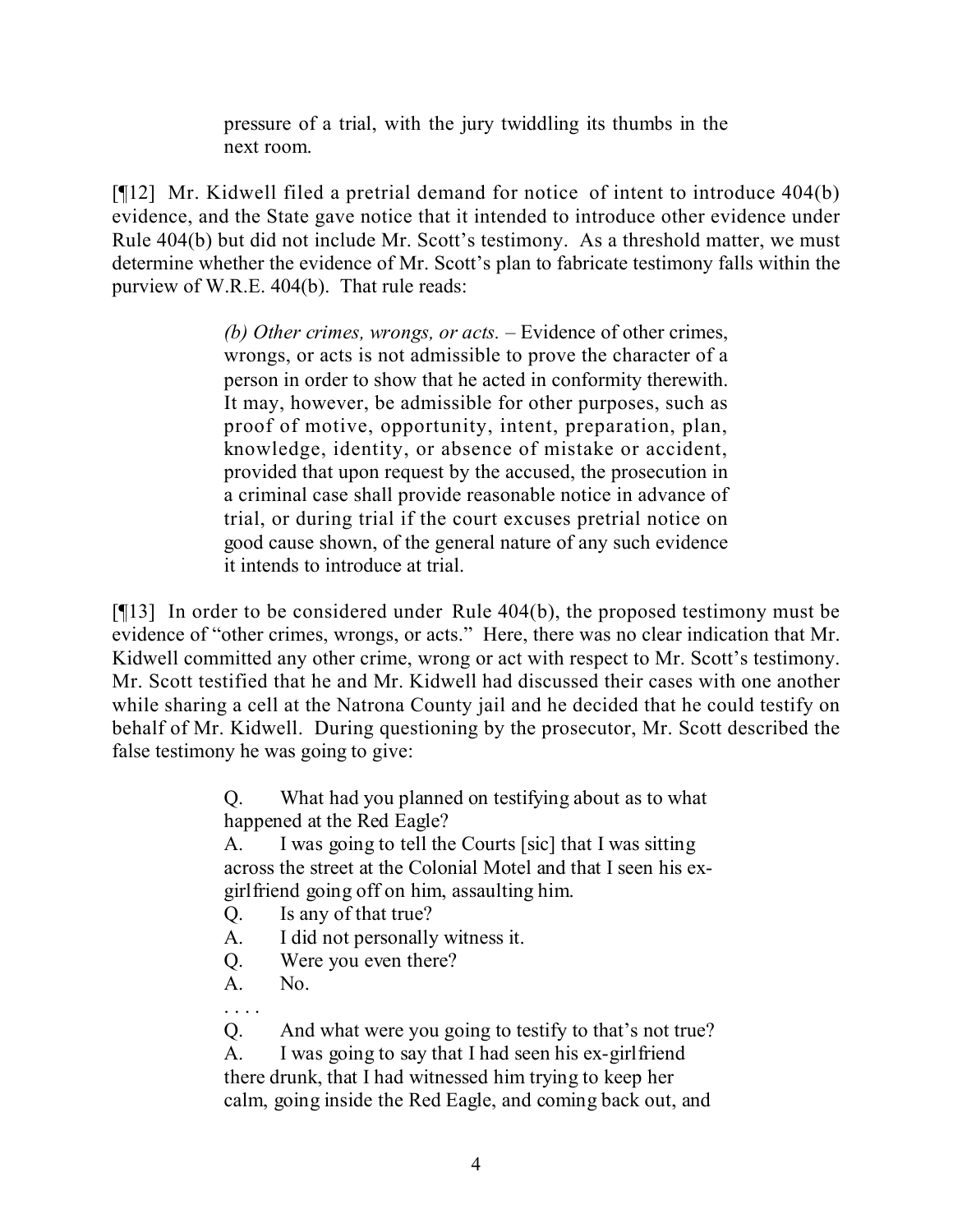> pressure of a trial, with the jury twiddling its thumbs in the next room.

[¶12] Mr. Kidwell filed a pretrial demand for notice of intent to introduce 404(b) evidence, and the State gave notice that it intended to introduce other evidence under Rule 404(b) but did not include Mr. Scott's testimony. As a threshold matter, we must determine whether the evidence of Mr. Scott's plan to fabricate testimony falls within the purview of W.R.E. 404(b). That rule reads:

> *(b) Other crimes, wrongs, or acts*. – Evidence of other crimes, wrongs, or acts is not admissible to prove the character of a person in order to show that he acted in conformity therewith. It may, however, be admissible for other purposes, such as proof of motive, opportunity, intent, preparation, plan, knowledge, identity, or absence of mistake or accident, provided that upon request by the accused, the prosecution in a criminal case shall provide reasonable notice in advance of trial, or during trial if the court excuses pretrial notice on good cause shown, of the general nature of any such evidence it intends to introduce at trial.

[¶13] In order to be considered under Rule 404(b), the proposed testimony must be evidence of "other crimes, wrongs, or acts." Here, there was no clear indication that Mr. Kidwell committed any other crime, wrong or act with respect to Mr. Scott's testimony. Mr. Scott testified that he and Mr. Kidwell had discussed their cases with one another while sharing a cell at the Natrona County jail and he decided that he could testify on behalf of Mr. Kidwell. During questioning by the prosecutor, Mr. Scott described the false testimony he was going to give:

> Q. What had you planned on testifying about as to what happened at the Red Eagle?
>
> A. I was going to tell the Courts [sic] that I was sitting across the street at the Colonial Motel and that I seen his ex-girlfriend going off on him, assaulting him.
>
> Q. Is any of that true?
>
> A. I did not personally witness it.
>
> Q. Were you even there?
>
> A. No.
>
> . . . .
>
> Q. And what were you going to testify to that's not true?
>
> A. I was going to say that I had seen his ex-girlfriend there drunk, that I had witnessed him trying to keep her calm, going inside the Red Eagle, and coming back out, and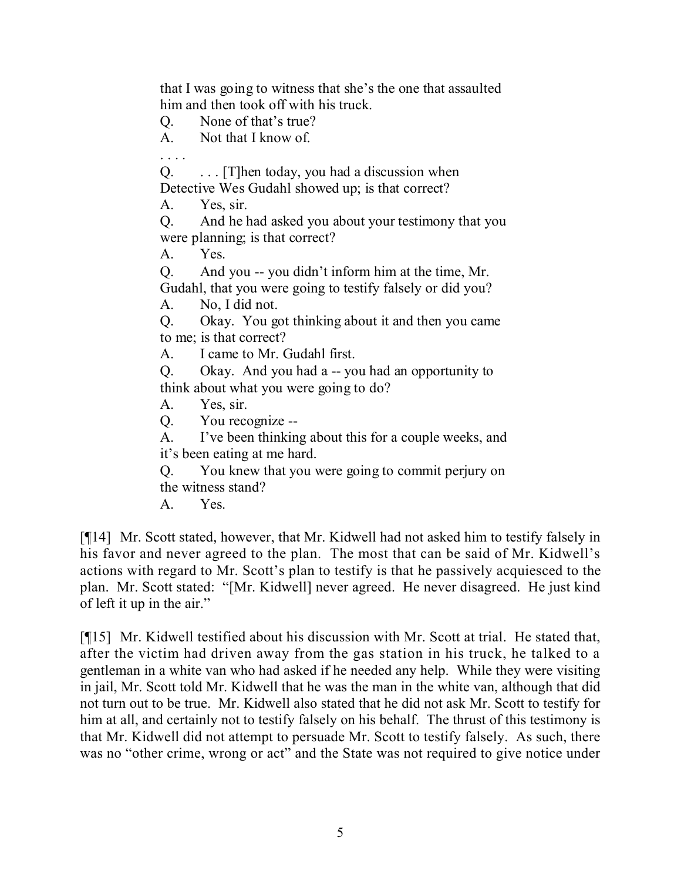that I was going to witness that she's the one that assaulted him and then took off with his truck.

Q. None of that's true?

A. Not that I know of.

. . . .

Q. . . . [T]hen today, you had a discussion when Detective Wes Gudahl showed up; is that correct?

A. Yes, sir.

Q. And he had asked you about your testimony that you were planning; is that correct?

A. Yes.

Q. And you -- you didn't inform him at the time, Mr. Gudahl, that you were going to testify falsely or did you?

A. No, I did not.

Q. Okay. You got thinking about it and then you came to me; is that correct?

A. I came to Mr. Gudahl first.

Q. Okay. And you had a -- you had an opportunity to think about what you were going to do?

A. Yes, sir.

Q. You recognize --

A. I've been thinking about this for a couple weeks, and it's been eating at me hard.

Q. You knew that you were going to commit perjury on the witness stand?

A. Yes.

[¶14] Mr. Scott stated, however, that Mr. Kidwell had not asked him to testify falsely in his favor and never agreed to the plan. The most that can be said of Mr. Kidwell's actions with regard to Mr. Scott's plan to testify is that he passively acquiesced to the plan. Mr. Scott stated: "[Mr. Kidwell] never agreed. He never disagreed. He just kind of left it up in the air."

[¶15] Mr. Kidwell testified about his discussion with Mr. Scott at trial. He stated that, after the victim had driven away from the gas station in his truck, he talked to a gentleman in a white van who had asked if he needed any help. While they were visiting in jail, Mr. Scott told Mr. Kidwell that he was the man in the white van, although that did not turn out to be true. Mr. Kidwell also stated that he did not ask Mr. Scott to testify for him at all, and certainly not to testify falsely on his behalf. The thrust of this testimony is that Mr. Kidwell did not attempt to persuade Mr. Scott to testify falsely. As such, there was no "other crime, wrong or act" and the State was not required to give notice under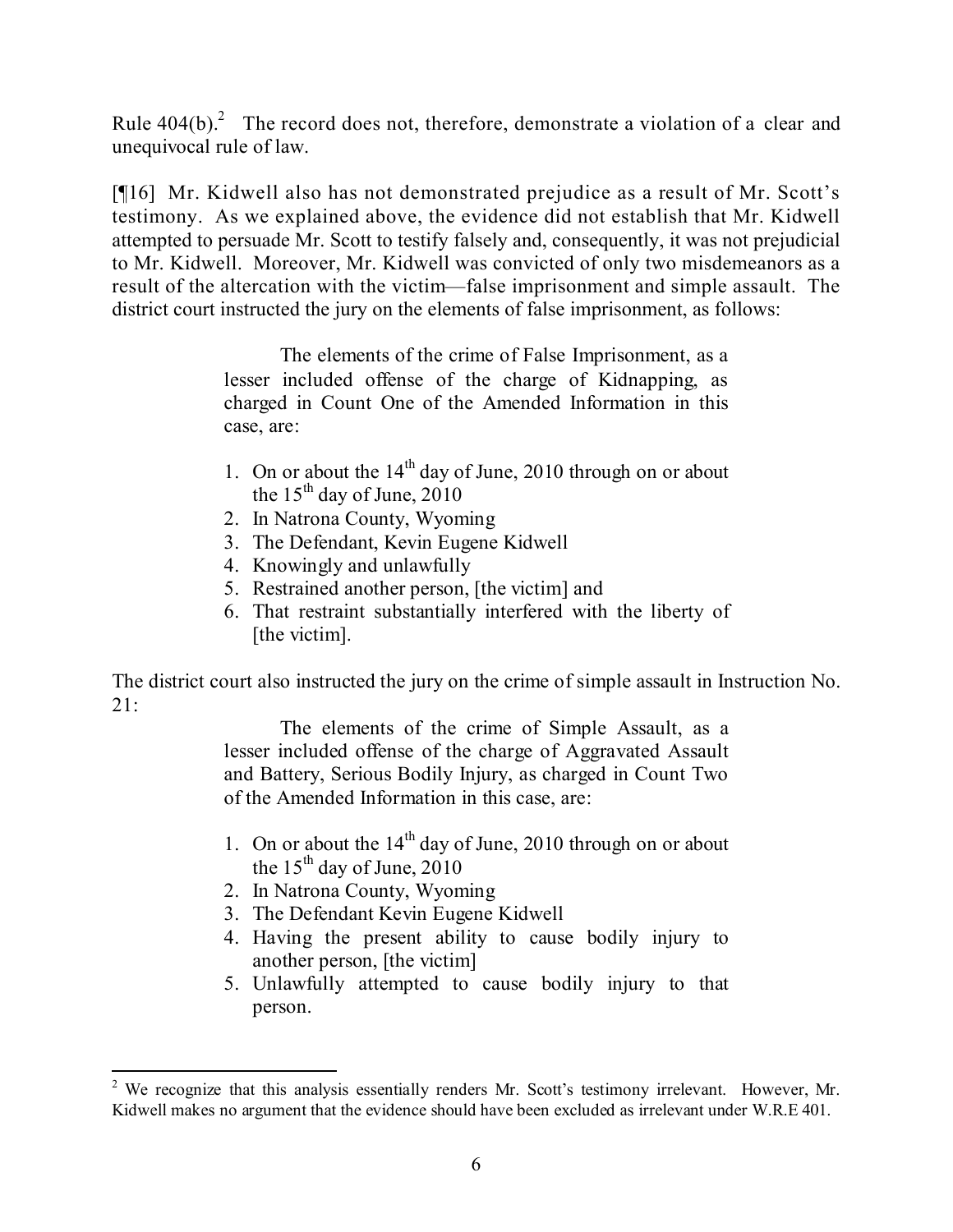Rule 404(b).[2] The record does not, therefore, demonstrate a violation of a clear and unequivocal rule of law.

[¶16] Mr. Kidwell also has not demonstrated prejudice as a result of Mr. Scott's testimony. As we explained above, the evidence did not establish that Mr. Kidwell attempted to persuade Mr. Scott to testify falsely and, consequently, it was not prejudicial to Mr. Kidwell. Moreover, Mr. Kidwell was convicted of only two misdemeanors as a result of the altercation with the victim—false imprisonment and simple assault. The district court instructed the jury on the elements of false imprisonment, as follows:

> The elements of the crime of False Imprisonment, as a lesser included offense of the charge of Kidnapping, as charged in Count One of the Amended Information in this case, are:
>
> 1. On or about the 14th day of June, 2010 through on or about the 15th day of June, 2010
> 2. In Natrona County, Wyoming
> 3. The Defendant, Kevin Eugene Kidwell
> 4. Knowingly and unlawfully
> 5. Restrained another person, [the victim] and
> 6. That restraint substantially interfered with the liberty of [the victim].

The district court also instructed the jury on the crime of simple assault in Instruction No. 21:

> The elements of the crime of Simple Assault, as a lesser included offense of the charge of Aggravated Assault and Battery, Serious Bodily Injury, as charged in Count Two of the Amended Information in this case, are:
>
> 1. On or about the 14th day of June, 2010 through on or about the 15th day of June, 2010
> 2. In Natrona County, Wyoming
> 3. The Defendant Kevin Eugene Kidwell
> 4. Having the present ability to cause bodily injury to another person, [the victim]
> 5. Unlawfully attempted to cause bodily injury to that person.

---

[2] We recognize that this analysis essentially renders Mr. Scott's testimony irrelevant. However, Mr. Kidwell makes no argument that the evidence should have been excluded as irrelevant under W.R.E 401.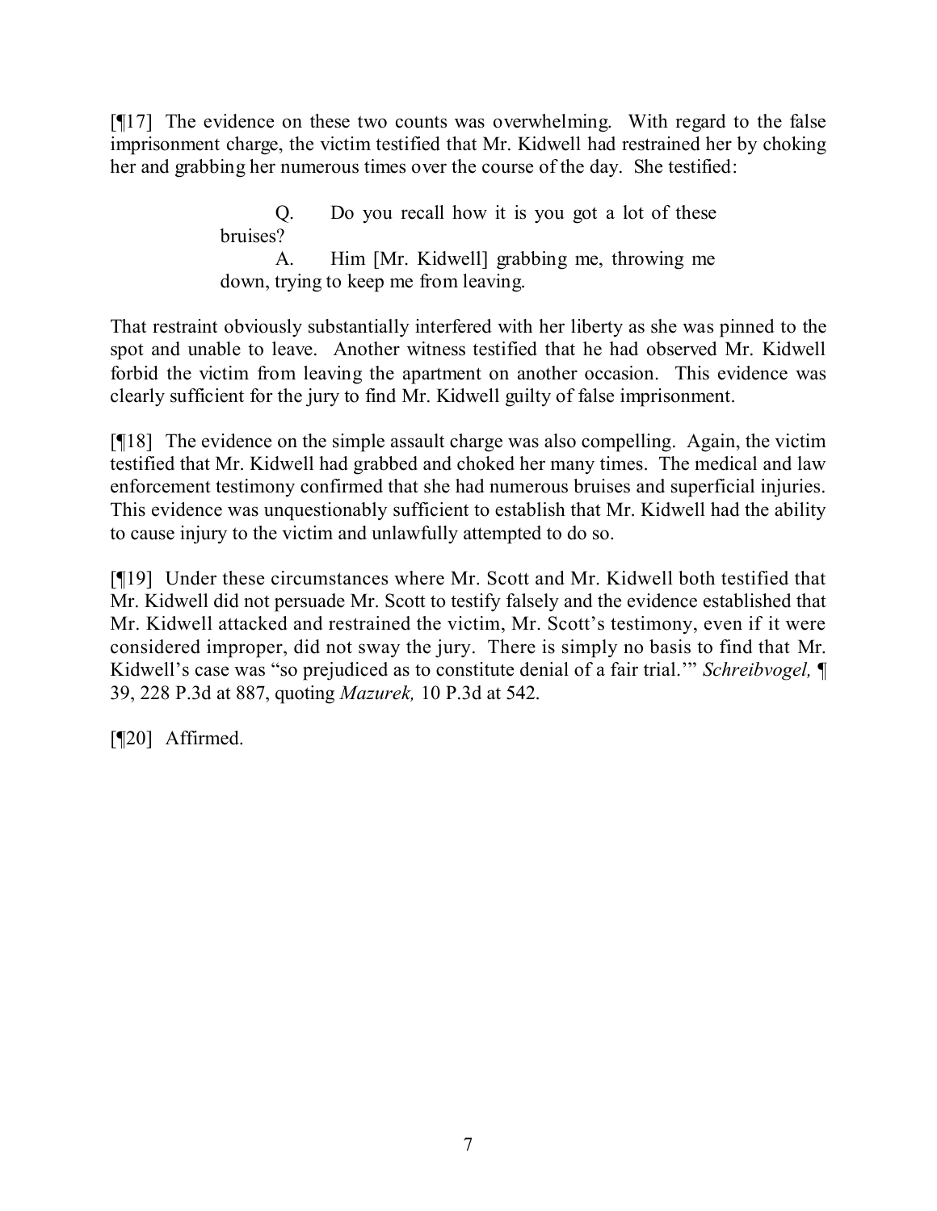[¶17] The evidence on these two counts was overwhelming. With regard to the false imprisonment charge, the victim testified that Mr. Kidwell had restrained her by choking her and grabbing her numerous times over the course of the day. She testified:

> Q. Do you recall how it is you got a lot of these bruises?
>
> A. Him [Mr. Kidwell] grabbing me, throwing me down, trying to keep me from leaving.

That restraint obviously substantially interfered with her liberty as she was pinned to the spot and unable to leave. Another witness testified that he had observed Mr. Kidwell forbid the victim from leaving the apartment on another occasion. This evidence was clearly sufficient for the jury to find Mr. Kidwell guilty of false imprisonment.

[¶18] The evidence on the simple assault charge was also compelling. Again, the victim testified that Mr. Kidwell had grabbed and choked her many times. The medical and law enforcement testimony confirmed that she had numerous bruises and superficial injuries. This evidence was unquestionably sufficient to establish that Mr. Kidwell had the ability to cause injury to the victim and unlawfully attempted to do so.

[¶19] Under these circumstances where Mr. Scott and Mr. Kidwell both testified that Mr. Kidwell did not persuade Mr. Scott to testify falsely and the evidence established that Mr. Kidwell attacked and restrained the victim, Mr. Scott's testimony, even if it were considered improper, did not sway the jury. There is simply no basis to find that Mr. Kidwell's case was "so prejudiced as to constitute denial of a fair trial.'" *Schreibvogel,* ¶ 39, 228 P.3d at 887, quoting *Mazurek,* 10 P.3d at 542.

[¶20] Affirmed.